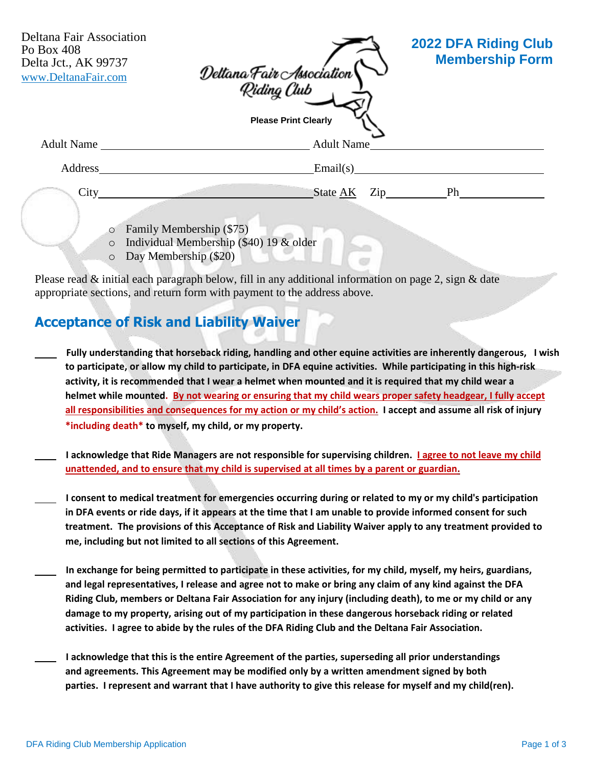Deltana Fair Association
Po Box 408
Delta Jct., AK 99737
www.DeltanaFair.com

Deltana Fair Association Riding Club

# 2022 DFA Riding Club Membership Form

**Please Print Clearly**

Adult Name ______________________ Adult Name ______________________

Address ______________________ Email(s) ______________________

City ______________________ State AK Zip __________ Ph __________

- Family Membership ($75)
- Individual Membership ($40) 19 & older
- Day Membership ($20)

Please read & initial each paragraph below, fill in any additional information on page 2, sign & date appropriate sections, and return form with payment to the address above.

## Acceptance of Risk and Liability Waiver

____ **Fully understanding that horseback riding, handling and other equine activities are inherently dangerous, I wish to participate, or allow my child to participate, in DFA equine activities. While participating in this high-risk activity, it is recommended that I wear a helmet when mounted and it is required that my child wear a helmet while mounted. By not wearing or ensuring that my child wears proper safety headgear, I fully accept all responsibilities and consequences for my action or my child's action. I accept and assume all risk of injury \*including death\* to myself, my child, or my property.**

____ **I acknowledge that Ride Managers are not responsible for supervising children. I agree to not leave my child unattended, and to ensure that my child is supervised at all times by a parent or guardian.**

____ **I consent to medical treatment for emergencies occurring during or related to my or my child's participation in DFA events or ride days, if it appears at the time that I am unable to provide informed consent for such treatment. The provisions of this Acceptance of Risk and Liability Waiver apply to any treatment provided to me, including but not limited to all sections of this Agreement.**

____ **In exchange for being permitted to participate in these activities, for my child, myself, my heirs, guardians, and legal representatives, I release and agree not to make or bring any claim of any kind against the DFA Riding Club, members or Deltana Fair Association for any injury (including death), to me or my child or any damage to my property, arising out of my participation in these dangerous horseback riding or related activities. I agree to abide by the rules of the DFA Riding Club and the Deltana Fair Association.**

____ **I acknowledge that this is the entire Agreement of the parties, superseding all prior understandings and agreements. This Agreement may be modified only by a written amendment signed by both parties. I represent and warrant that I have authority to give this release for myself and my child(ren).**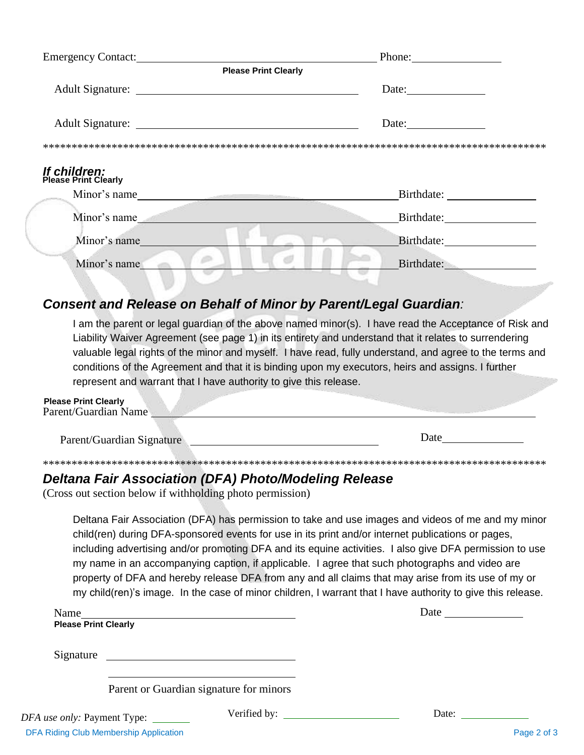Emergency Contact: ______________________________________________ Phone: ________________

**Please Print Clearly**

Adult Signature: ______________________________________________ Date: ______________

Adult Signature: ______________________________________________ Date: ______________

*******************************************************************************************

***If children:***

**Please Print Clearly**

Minor's name ______________________________________________ Birthdate: ________________

Minor's name ______________________________________________ Birthdate: ________________

Minor's name ______________________________________________ Birthdate: ________________

Minor's name ______________________________________________ Birthdate: ________________

## *Consent and Release on Behalf of Minor by Parent/Legal Guardian:*

I am the parent or legal guardian of the above named minor(s). I have read the Acceptance of Risk and Liability Waiver Agreement (see page 1) in its entirety and understand that it relates to surrendering valuable legal rights of the minor and myself. I have read, fully understand, and agree to the terms and conditions of the Agreement and that it is binding upon my executors, heirs and assigns. I further represent and warrant that I have authority to give this release.

**Please Print Clearly**

Parent/Guardian Name ______________________________________________

Parent/Guardian Signature ______________________________________ Date ______________

*******************************************************************************************

## *Deltana Fair Association (DFA) Photo/Modeling Release*

(Cross out section below if withholding photo permission)

Deltana Fair Association (DFA) has permission to take and use images and videos of me and my minor child(ren) during DFA-sponsored events for use in its print and/or internet publications or pages, including advertising and/or promoting DFA and its equine activities. I also give DFA permission to use my name in an accompanying caption, if applicable. I agree that such photographs and video are property of DFA and hereby release DFA from any and all claims that may arise from its use of my or my child(ren)'s image. In the case of minor children, I warrant that I have authority to give this release.

Name ______________________________________ Date ______________

**Please Print Clearly**

Signature ______________________________________

______________________________________

Parent or Guardian signature for minors

*DFA use only:* Payment Type: ________ Verified by: ______________________ Date: ______________

DFA Riding Club Membership Application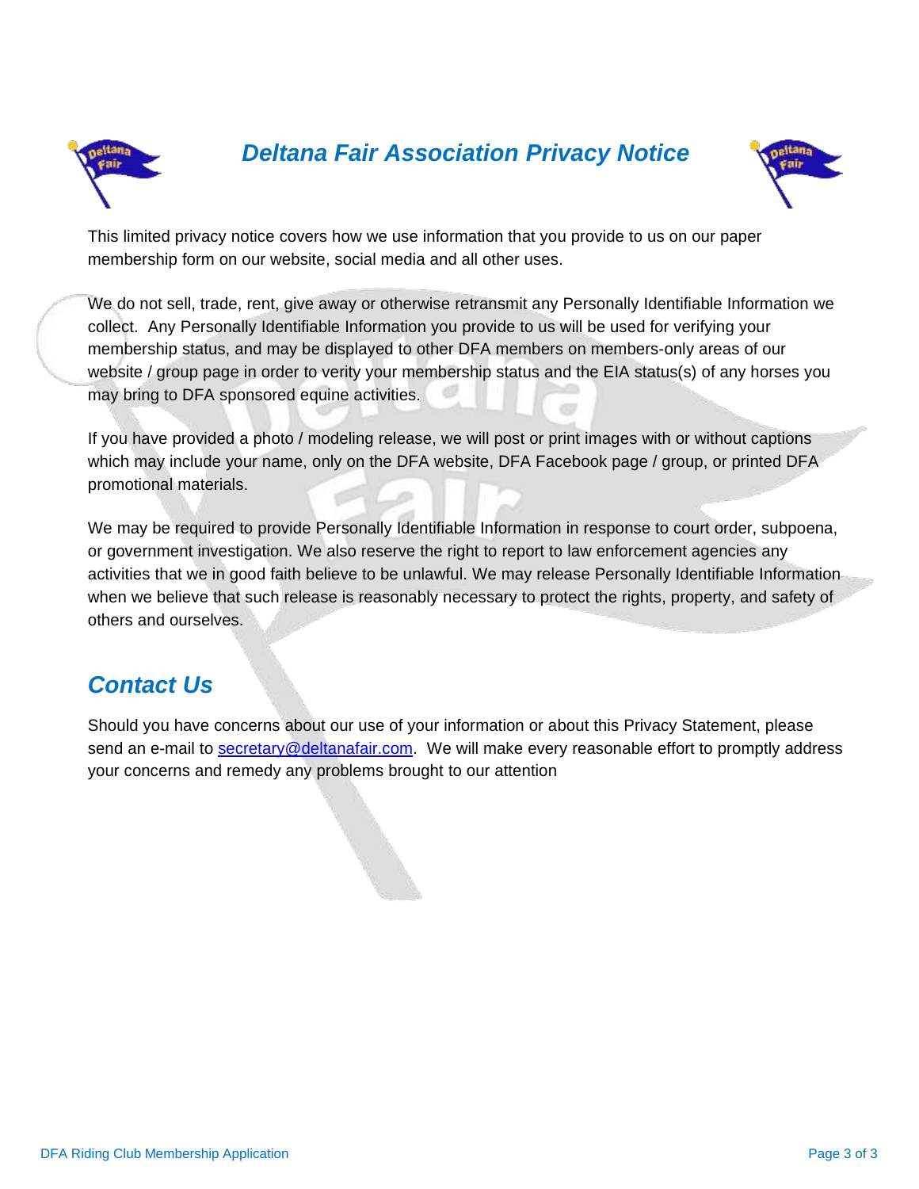# *Deltana Fair Association Privacy Notice*

This limited privacy notice covers how we use information that you provide to us on our paper membership form on our website, social media and all other uses.

We do not sell, trade, rent, give away or otherwise retransmit any Personally Identifiable Information we collect. Any Personally Identifiable Information you provide to us will be used for verifying your membership status, and may be displayed to other DFA members on members-only areas of our website / group page in order to verity your membership status and the EIA status(s) of any horses you may bring to DFA sponsored equine activities.

If you have provided a photo / modeling release, we will post or print images with or without captions which may include your name, only on the DFA website, DFA Facebook page / group, or printed DFA promotional materials.

We may be required to provide Personally Identifiable Information in response to court order, subpoena, or government investigation. We also reserve the right to report to law enforcement agencies any activities that we in good faith believe to be unlawful. We may release Personally Identifiable Information when we believe that such release is reasonably necessary to protect the rights, property, and safety of others and ourselves.

## *Contact Us*

Should you have concerns about our use of your information or about this Privacy Statement, please send an e-mail to secretary@deltanafair.com. We will make every reasonable effort to promptly address your concerns and remedy any problems brought to our attention